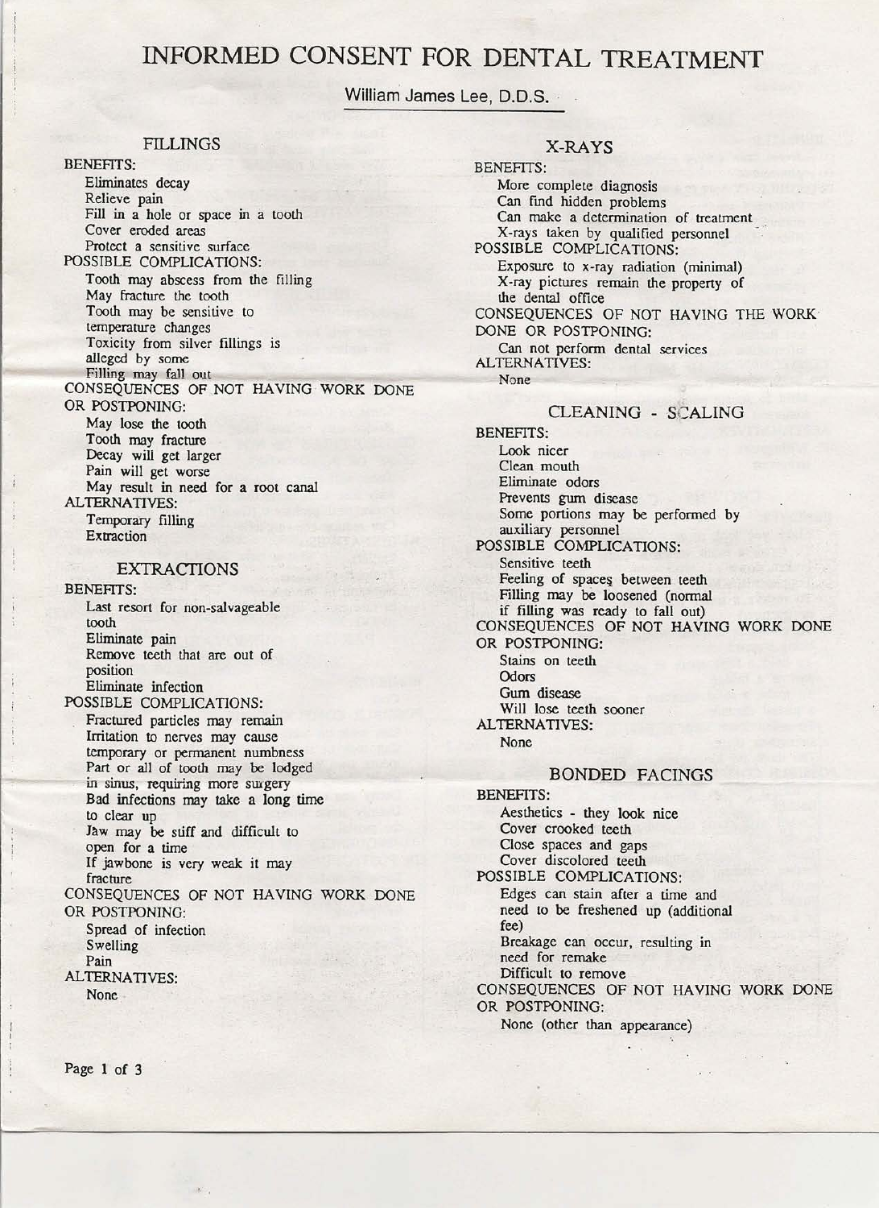# INFORMED CONSENT FOR DENTAL TREATMENT

William James Lee, D.D.S.

## FILLINGS

BENEFITS:

- Eliminates decay
- Relieve pain
- Fill in a hole or space in a tooth
- Cover eroded areas
- Protect a sensitive surface

POSSIBLE COMPLICATIONS:

- Tooth may abscess from the filling
- May fracture the tooth
- Tooth may be sensitive to temperature changes
- Toxicity from silver fillings is alleged by some
- Filling may fall out

CONSEQUENCES OF NOT HAVING WORK DONE OR POSTPONING:

- May lose the tooth
- Tooth may fracture
- Decay will get larger
- Pain will get worse
- May result in need for a root canal

ALTERNATIVES:

- Temporary filling
- Extraction

## EXTRACTIONS

BENEFITS:

- Last resort for non-salvageable tooth
- Eliminate pain
- Remove teeth that are out of position
- Eliminate infection

POSSIBLE COMPLICATIONS:

- Fractured particles may remain
- Irritation to nerves may cause temporary or permanent numbness
- Part or all of tooth may be lodged in sinus, requiring more surgery
- Bad infections may take a long time to clear up
- Jaw may be stiff and difficult to open for a time
- If jawbone is very weak it may fracture

CONSEQUENCES OF NOT HAVING WORK DONE OR POSTPONING:

- Spread of infection
- Swelling
- Pain

ALTERNATIVES:

- None

## X-RAYS

BENEFITS:

- More complete diagnosis
- Can find hidden problems
- Can make a determination of treatment
- X-rays taken by qualified personnel

POSSIBLE COMPLICATIONS:

- Exposure to x-ray radiation (minimal)
- X-ray pictures remain the property of the dental office

CONSEQUENCES OF NOT HAVING THE WORK DONE OR POSTPONING:

- Can not perform dental services

ALTERNATIVES:

- None

## CLEANING - SCALING

BENEFITS:

- Look nicer
- Clean mouth
- Eliminate odors
- Prevents gum disease
- Some portions may be performed by auxiliary personnel

POSSIBLE COMPLICATIONS:

- Sensitive teeth
- Feeling of spaces between teeth
- Filling may be loosened (normal if filling was ready to fall out)

CONSEQUENCES OF NOT HAVING WORK DONE OR POSTPONING:

- Stains on teeth
- Odors
- Gum disease
- Will lose teeth sooner

ALTERNATIVES:

- None

## BONDED FACINGS

BENEFITS:

- Aesthetics - they look nice
- Cover crooked teeth
- Close spaces and gaps
- Cover discolored teeth

POSSIBLE COMPLICATIONS:

- Edges can stain after a time and need to be freshened up (additional fee)
- Breakage can occur, resulting in need for remake
- Difficult to remove

CONSEQUENCES OF NOT HAVING WORK DONE OR POSTPONING:

- None (other than appearance)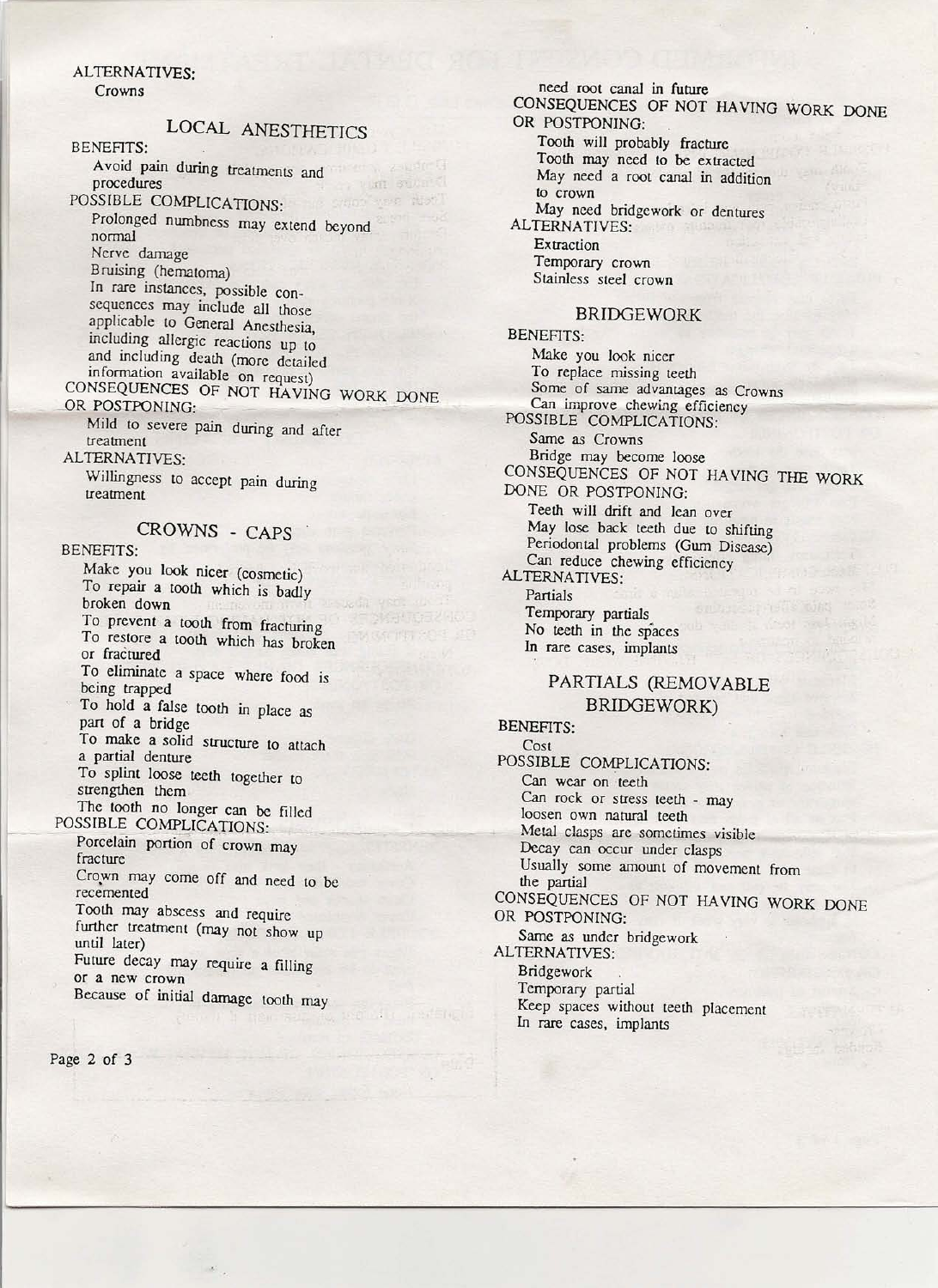ALTERNATIVES:

Crowns

## LOCAL ANESTHETICS

BENEFITS:

Avoid pain during treatments and procedures

POSSIBLE COMPLICATIONS:

Prolonged numbness may extend beyond normal

Nerve damage

Bruising (hematoma)

In rare instances, possible consequences may include all those applicable to General Anesthesia, including allergic reactions up to and including death (more detailed information available on request)

CONSEQUENCES OF NOT HAVING WORK DONE OR POSTPONING:

Mild to severe pain during and after treatment

ALTERNATIVES:

Willingness to accept pain during treatment

## CROWNS - CAPS

BENEFITS:

Make you look nicer (cosmetic)

To repair a tooth which is badly broken down

To prevent a tooth from fracturing

To restore a tooth which has broken or fractured

To eliminate a space where food is being trapped

To hold a false tooth in place as part of a bridge

To make a solid structure to attach a partial denture

To splint loose teeth together to strengthen them

The tooth no longer can be filled

POSSIBLE COMPLICATIONS:

Porcelain portion of crown may fracture

Crown may come off and need to be recemented

Tooth may abscess and require further treatment (may not show up until later)

Future decay may require a filling or a new crown

Because of initial damage tooth may need root canal in future

CONSEQUENCES OF NOT HAVING WORK DONE OR POSTPONING:

Tooth will probably fracture

Tooth may need to be extracted

May need a root canal in addition to crown

May need bridgework or dentures

ALTERNATIVES:

Extraction

Temporary crown

Stainless steel crown

## BRIDGEWORK

BENEFITS:

Make you look nicer

To replace missing teeth

Some of same advantages as Crowns

Can improve chewing efficiency

POSSIBLE COMPLICATIONS:

Same as Crowns

Bridge may become loose

CONSEQUENCES OF NOT HAVING THE WORK DONE OR POSTPONING:

Teeth will drift and lean over

May lose back teeth due to shifting

Periodontal problems (Gum Disease)

Can reduce chewing efficiency

ALTERNATIVES:

Partials

Temporary partials

No teeth in the spaces

In rare cases, implants

## PARTIALS (REMOVABLE BRIDGEWORK)

BENEFITS:

Cost

POSSIBLE COMPLICATIONS:

Can wear on teeth

Can rock or stress teeth - may loosen own natural teeth

Metal clasps are sometimes visible

Decay can occur under clasps

Usually some amount of movement from the partial

CONSEQUENCES OF NOT HAVING WORK DONE OR POSTPONING:

Same as under bridgework

ALTERNATIVES:

Bridgework

Temporary partial

Keep spaces without teeth placement

In rare cases, implants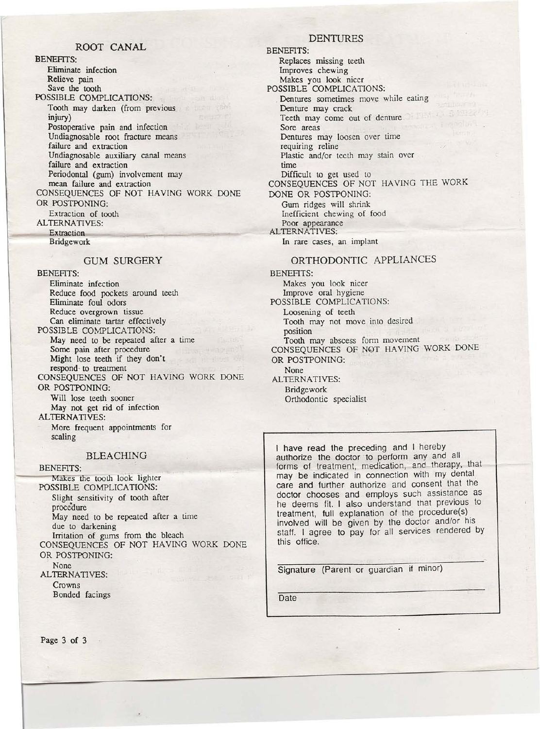## ROOT CANAL

BENEFITS:
- Eliminate infection
- Relieve pain
- Save the tooth

POSSIBLE COMPLICATIONS:
- Tooth may darken (from previous injury)
- Postoperative pain and infection
- Undiagnosable root fracture means failure and extraction
- Undiagnosable auxiliary canal means failure and extraction
- Periodontal (gum) involvement may mean failure and extraction

CONSEQUENCES OF NOT HAVING WORK DONE OR POSTPONING:
- Extraction of tooth

ALTERNATIVES:
- Extraction
- Bridgework

## GUM SURGERY

BENEFITS:
- Eliminate infection
- Reduce food pockets around teeth
- Eliminate foul odors
- Reduce overgrown tissue
- Can eliminate tartar effectively

POSSIBLE COMPLICATIONS:
- May need to be repeated after a time
- Some pain after procedure
- Might lose teeth if they don't respond to treatment

CONSEQUENCES OF NOT HAVING WORK DONE OR POSTPONING:
- Will lose teeth sooner
- May not get rid of infection

ALTERNATIVES:
- More frequent appointments for scaling

## BLEACHING

BENEFITS:
- Makes the tooth look lighter

POSSIBLE COMPLICATIONS:
- Slight sensitivity of tooth after procedure
- May need to be repeated after a time due to darkening
- Irritation of gums from the bleach

CONSEQUENCES OF NOT HAVING WORK DONE OR POSTPONING:
- None

ALTERNATIVES:
- Crowns
- Bonded facings

## DENTURES

BENEFITS:
- Replaces missing teeth
- Improves chewing
- Makes you look nicer

POSSIBLE COMPLICATIONS:
- Dentures sometimes move while eating
- Denture may crack
- Teeth may come out of denture
- Sore areas
- Dentures may loosen over time requiring reline
- Plastic and/or teeth may stain over time
- Difficult to get used to

CONSEQUENCES OF NOT HAVING THE WORK DONE OR POSTPONING:
- Gum ridges will shrink
- Inefficient chewing of food
- Poor appearance

ALTERNATIVES:
- In rare cases, an implant

## ORTHODONTIC APPLIANCES

BENEFITS:
- Makes you look nicer
- Improve oral hygiene

POSSIBLE COMPLICATIONS:
- Loosening of teeth
- Tooth may not move into desired position
- Tooth may abscess form movement

CONSEQUENCES OF NOT HAVING WORK DONE OR POSTPONING:
- None

ALTERNATIVES:
- Bridgework
- Orthodontic specialist

---

I have read the preceding and I hereby authorize the doctor to perform any and all forms of treatment, medication, and therapy, that may be indicated in connection with my dental care and further authorize and consent that the doctor chooses and employs such assistance as he deems fit. I also understand that previous to treatment, full explanation of the procedure(s) involved will be given by the doctor and/or his staff. I agree to pay for all services rendered by this office.

\_\_\_\_\_\_\_\_\_\_\_\_\_\_\_\_\_\_\_\_\_\_\_\_\_\_\_\_\_\_\_\_
Signature (Parent or guardian if minor)

\_\_\_\_\_\_\_\_\_\_\_\_\_\_\_\_\_\_\_\_\_\_\_\_\_\_\_\_\_\_\_\_
Date